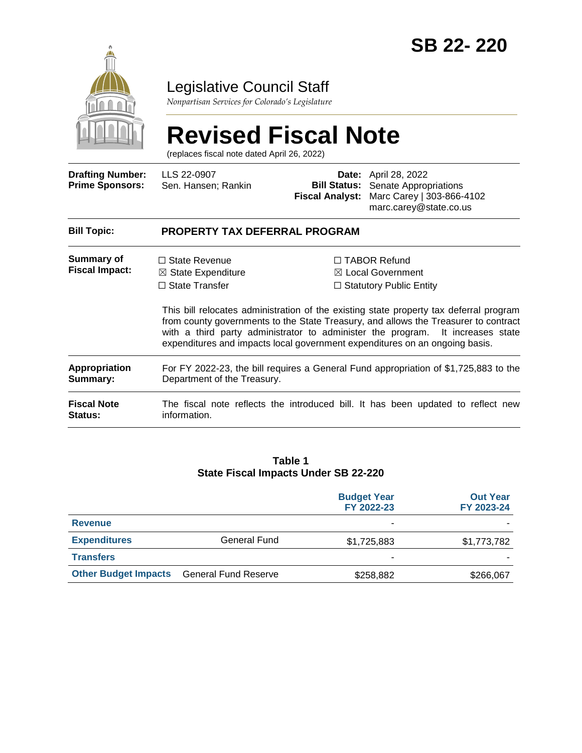# SB 22- 220

Legislative Council Staff

*Nonpartisan Services for Colorado's Legislature*

# Revised Fiscal Note

(replaces fiscal note dated April 26, 2022)

| | | | |
|---|---|---|---|
| **Drafting Number:** | LLS 22-0907 | **Date:** | April 28, 2022 |
| **Prime Sponsors:** | Sen. Hansen; Rankin | **Bill Status:** | Senate Appropriations |
| | | **Fiscal Analyst:** | Marc Carey \| 303-866-4102 marc.carey@state.co.us |

**Bill Topic:** **PROPERTY TAX DEFERRAL PROGRAM**

**Summary of Fiscal Impact:**

☐ State Revenue
☒ State Expenditure
☐ State Transfer
☐ TABOR Refund
☒ Local Government
☐ Statutory Public Entity

This bill relocates administration of the existing state property tax deferral program from county governments to the State Treasury, and allows the Treasurer to contract with a third party administrator to administer the program. It increases state expenditures and impacts local government expenditures on an ongoing basis.

**Appropriation Summary:** For FY 2022-23, the bill requires a General Fund appropriation of $1,725,883 to the Department of the Treasury.

**Fiscal Note Status:** The fiscal note reflects the introduced bill. It has been updated to reflect new information.

**Table 1**
**State Fiscal Impacts Under SB 22-220**

| | | Budget Year FY 2022-23 | Out Year FY 2023-24 |
|---|---|---|---|
| **Revenue** | | - | - |
| **Expenditures** | General Fund | $1,725,883 | $1,773,782 |
| **Transfers** | | - | - |
| **Other Budget Impacts** | General Fund Reserve | $258,882 | $266,067 |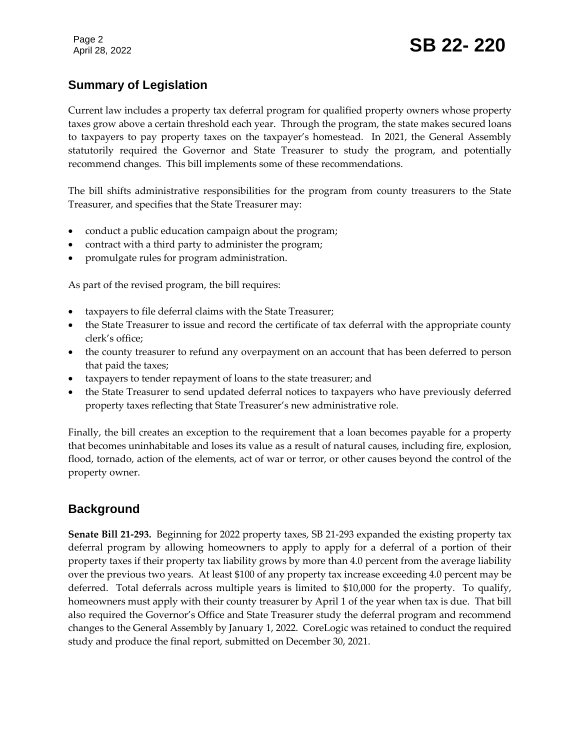## Summary of Legislation

Current law includes a property tax deferral program for qualified property owners whose property taxes grow above a certain threshold each year. Through the program, the state makes secured loans to taxpayers to pay property taxes on the taxpayer's homestead. In 2021, the General Assembly statutorily required the Governor and State Treasurer to study the program, and potentially recommend changes. This bill implements some of these recommendations.

The bill shifts administrative responsibilities for the program from county treasurers to the State Treasurer, and specifies that the State Treasurer may:

- conduct a public education campaign about the program;
- contract with a third party to administer the program;
- promulgate rules for program administration.

As part of the revised program, the bill requires:

- taxpayers to file deferral claims with the State Treasurer;
- the State Treasurer to issue and record the certificate of tax deferral with the appropriate county clerk's office;
- the county treasurer to refund any overpayment on an account that has been deferred to person that paid the taxes;
- taxpayers to tender repayment of loans to the state treasurer; and
- the State Treasurer to send updated deferral notices to taxpayers who have previously deferred property taxes reflecting that State Treasurer's new administrative role.

Finally, the bill creates an exception to the requirement that a loan becomes payable for a property that becomes uninhabitable and loses its value as a result of natural causes, including fire, explosion, flood, tornado, action of the elements, act of war or terror, or other causes beyond the control of the property owner.

## Background

**Senate Bill 21-293.** Beginning for 2022 property taxes, SB 21-293 expanded the existing property tax deferral program by allowing homeowners to apply to apply for a deferral of a portion of their property taxes if their property tax liability grows by more than 4.0 percent from the average liability over the previous two years. At least $100 of any property tax increase exceeding 4.0 percent may be deferred. Total deferrals across multiple years is limited to $10,000 for the property. To qualify, homeowners must apply with their county treasurer by April 1 of the year when tax is due. That bill also required the Governor's Office and State Treasurer study the deferral program and recommend changes to the General Assembly by January 1, 2022. CoreLogic was retained to conduct the required study and produce the final report, submitted on December 30, 2021.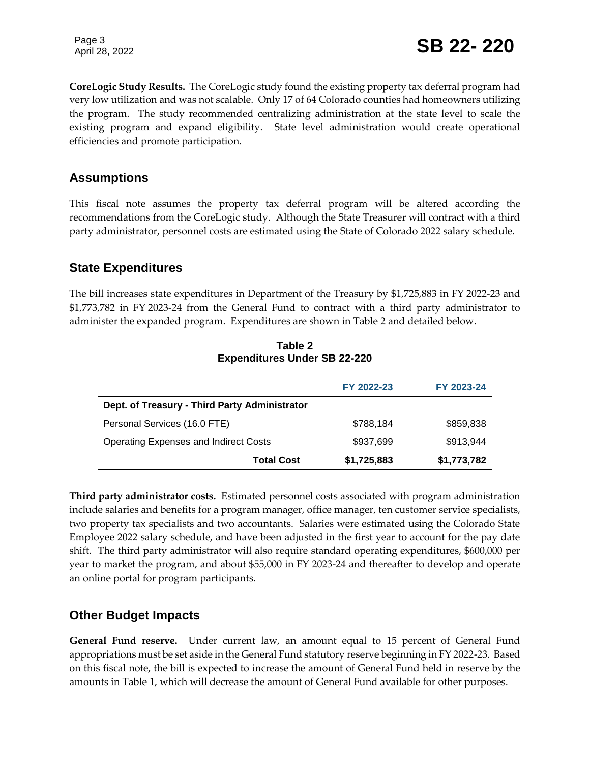**CoreLogic Study Results.** The CoreLogic study found the existing property tax deferral program had very low utilization and was not scalable. Only 17 of 64 Colorado counties had homeowners utilizing the program. The study recommended centralizing administration at the state level to scale the existing program and expand eligibility. State level administration would create operational efficiencies and promote participation.

## Assumptions

This fiscal note assumes the property tax deferral program will be altered according the recommendations from the CoreLogic study. Although the State Treasurer will contract with a third party administrator, personnel costs are estimated using the State of Colorado 2022 salary schedule.

## State Expenditures

The bill increases state expenditures in Department of the Treasury by $1,725,883 in FY 2022-23 and $1,773,782 in FY 2023-24 from the General Fund to contract with a third party administrator to administer the expanded program. Expenditures are shown in Table 2 and detailed below.

**Table 2**
**Expenditures Under SB 22-220**

| | FY 2022-23 | FY 2023-24 |
|---|---|---|
| **Dept. of Treasury - Third Party Administrator** | | |
| Personal Services (16.0 FTE) | $788,184 | $859,838 |
| Operating Expenses and Indirect Costs | $937,699 | $913,944 |
| **Total Cost** | **$1,725,883** | **$1,773,782** |

**Third party administrator costs.** Estimated personnel costs associated with program administration include salaries and benefits for a program manager, office manager, ten customer service specialists, two property tax specialists and two accountants. Salaries were estimated using the Colorado State Employee 2022 salary schedule, and have been adjusted in the first year to account for the pay date shift. The third party administrator will also require standard operating expenditures, $600,000 per year to market the program, and about $55,000 in FY 2023-24 and thereafter to develop and operate an online portal for program participants.

## Other Budget Impacts

**General Fund reserve.** Under current law, an amount equal to 15 percent of General Fund appropriations must be set aside in the General Fund statutory reserve beginning in FY 2022-23. Based on this fiscal note, the bill is expected to increase the amount of General Fund held in reserve by the amounts in Table 1, which will decrease the amount of General Fund available for other purposes.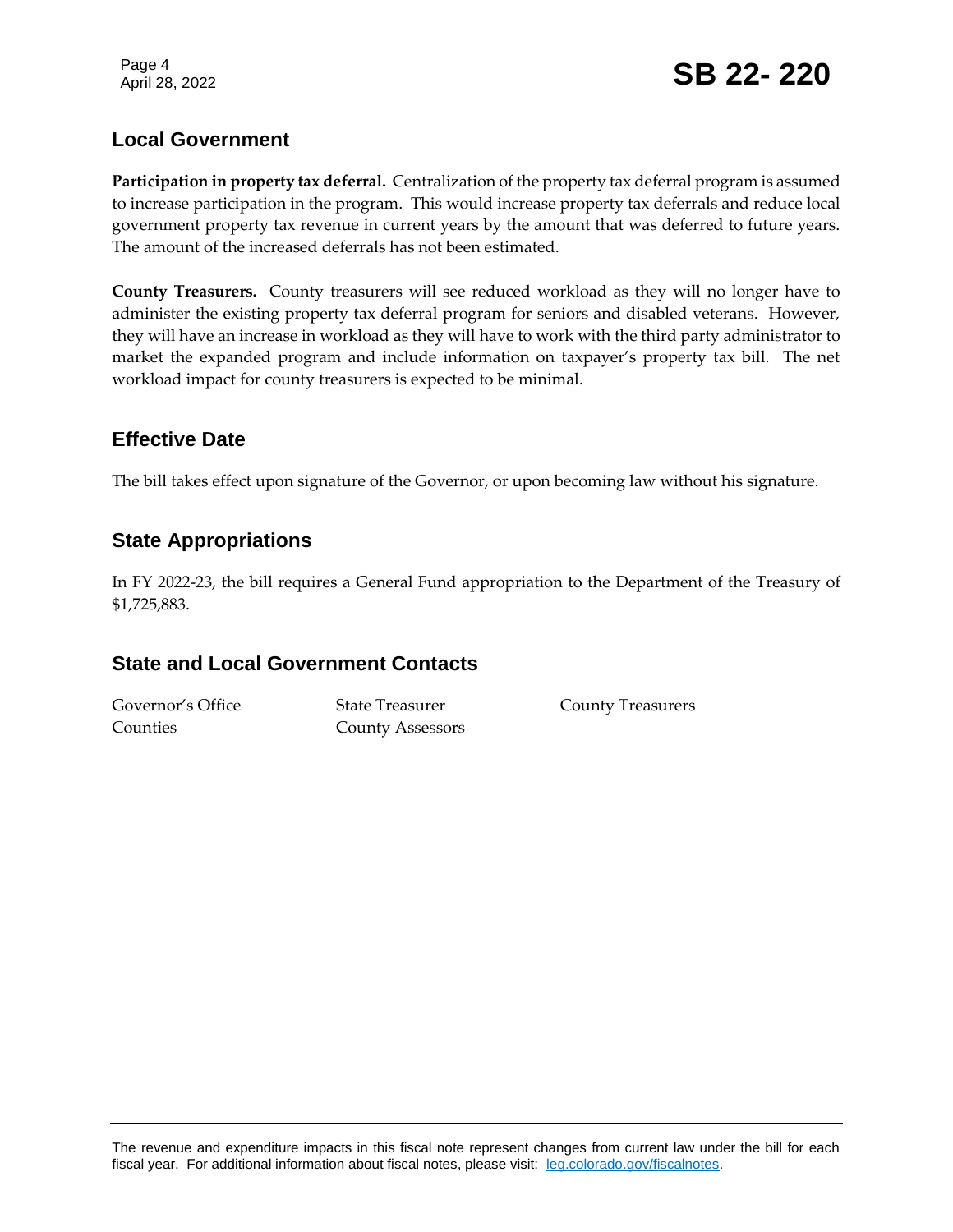## Local Government

**Participation in property tax deferral.** Centralization of the property tax deferral program is assumed to increase participation in the program. This would increase property tax deferrals and reduce local government property tax revenue in current years by the amount that was deferred to future years. The amount of the increased deferrals has not been estimated.

**County Treasurers.** County treasurers will see reduced workload as they will no longer have to administer the existing property tax deferral program for seniors and disabled veterans. However, they will have an increase in workload as they will have to work with the third party administrator to market the expanded program and include information on taxpayer's property tax bill. The net workload impact for county treasurers is expected to be minimal.

## Effective Date

The bill takes effect upon signature of the Governor, or upon becoming law without his signature.

## State Appropriations

In FY 2022-23, the bill requires a General Fund appropriation to the Department of the Treasury of $1,725,883.

## State and Local Government Contacts

Governor's Office
State Treasurer
County Treasurers
Counties
County Assessors

The revenue and expenditure impacts in this fiscal note represent changes from current law under the bill for each fiscal year. For additional information about fiscal notes, please visit: leg.colorado.gov/fiscalnotes.